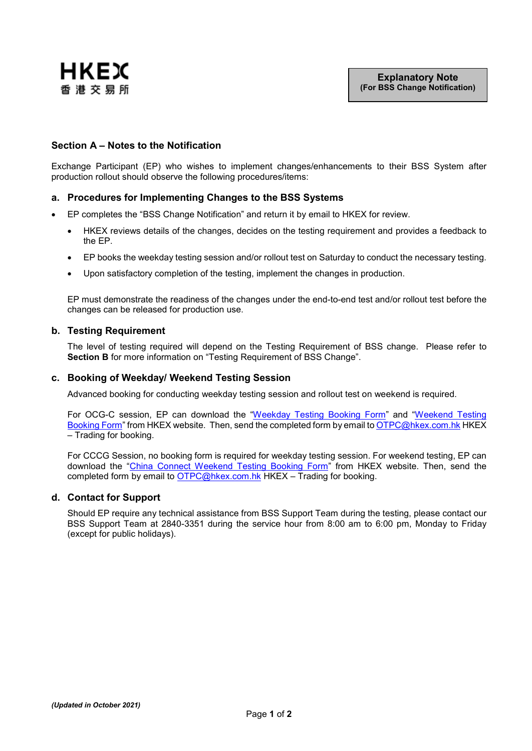HKEX
香港交易所

**Explanatory Note**
**(For BSS Change Notification)**

## Section A – Notes to the Notification

Exchange Participant (EP) who wishes to implement changes/enhancements to their BSS System after production rollout should observe the following procedures/items:

### a. Procedures for Implementing Changes to the BSS Systems

- EP completes the "BSS Change Notification" and return it by email to HKEX for review.
  - HKEX reviews details of the changes, decides on the testing requirement and provides a feedback to the EP.
  - EP books the weekday testing session and/or rollout test on Saturday to conduct the necessary testing.
  - Upon satisfactory completion of the testing, implement the changes in production.

  EP must demonstrate the readiness of the changes under the end-to-end test and/or rollout test before the changes can be released for production use.

### b. Testing Requirement

The level of testing required will depend on the Testing Requirement of BSS change. Please refer to **Section B** for more information on "Testing Requirement of BSS Change".

### c. Booking of Weekday/ Weekend Testing Session

Advanced booking for conducting weekday testing session and rollout test on weekend is required.

For OCG-C session, EP can download the "Weekday Testing Booking Form" and "Weekend Testing Booking Form" from HKEX website. Then, send the completed form by email to OTPC@hkex.com.hk HKEX – Trading for booking.

For CCCG Session, no booking form is required for weekday testing session. For weekend testing, EP can download the "China Connect Weekend Testing Booking Form" from HKEX website. Then, send the completed form by email to OTPC@hkex.com.hk HKEX – Trading for booking.

### d. Contact for Support

Should EP require any technical assistance from BSS Support Team during the testing, please contact our BSS Support Team at 2840-3351 during the service hour from 8:00 am to 6:00 pm, Monday to Friday (except for public holidays).

***(Updated in October 2021)***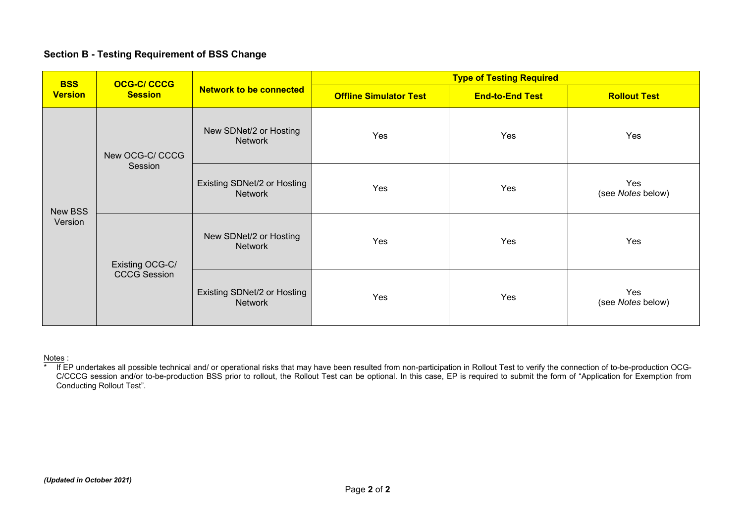## Section B - Testing Requirement of BSS Change

| BSS Version | OCG-C/ CCCG Session | Network to be connected | Type of Testing Required | | |
|---|---|---|---|---|---|
| | | | Offline Simulator Test | End-to-End Test | Rollout Test |
| New BSS Version | New OCG-C/ CCCG Session | New SDNet/2 or Hosting Network | Yes | Yes | Yes |
| | | Existing SDNet/2 or Hosting Network | Yes | Yes | Yes (see *Notes* below) |
| | Existing OCG-C/ CCCG Session | New SDNet/2 or Hosting Network | Yes | Yes | Yes |
| | | Existing SDNet/2 or Hosting Network | Yes | Yes | Yes (see *Notes* below) |

Notes :

\* If EP undertakes all possible technical and/ or operational risks that may have been resulted from non-participation in Rollout Test to verify the connection of to-be-production OCG-C/CCCG session and/or to-be-production BSS prior to rollout, the Rollout Test can be optional. In this case, EP is required to submit the form of "Application for Exemption from Conducting Rollout Test".

***(Updated in October 2021)***